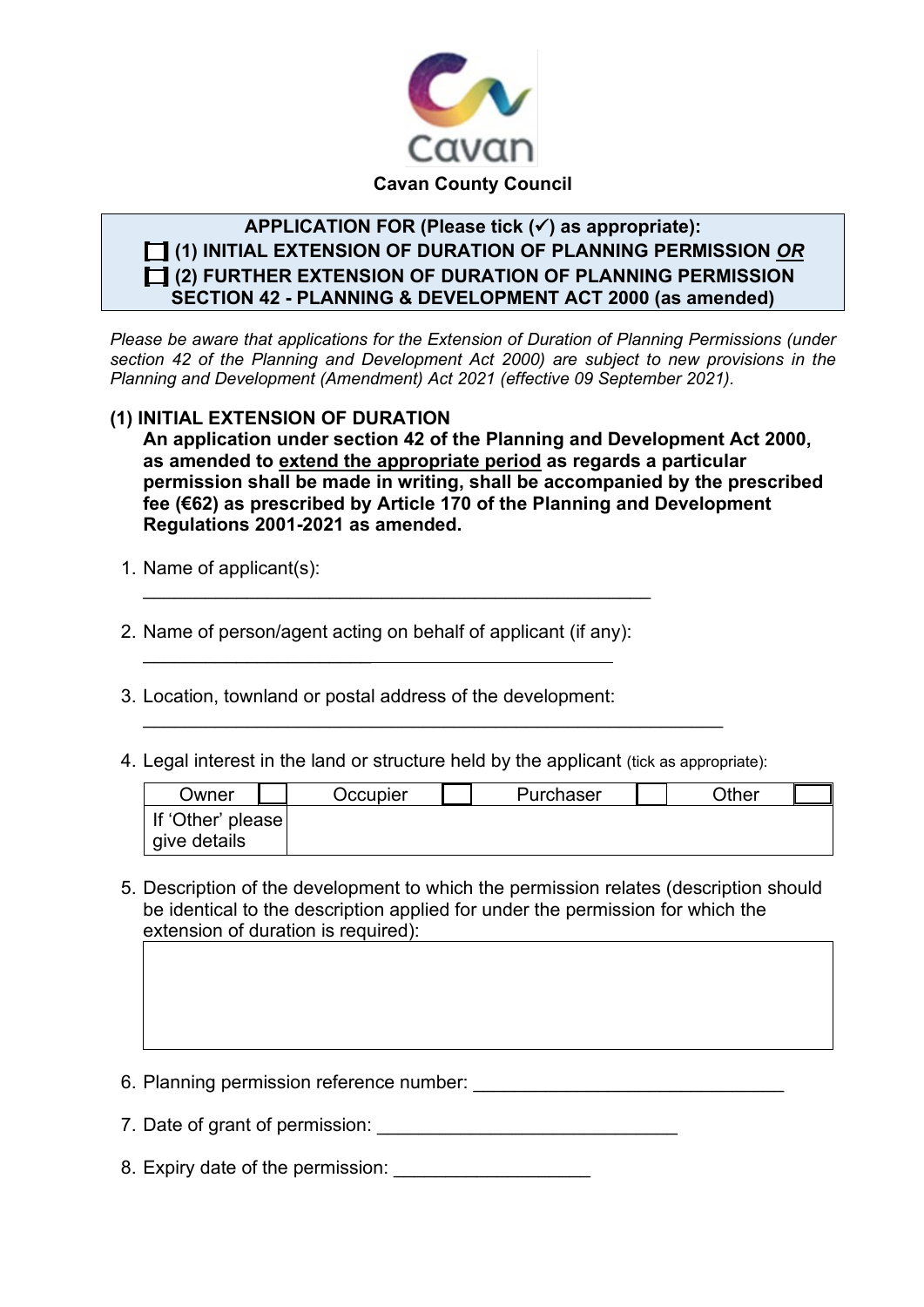# Cavan County Council

**APPLICATION FOR (Please tick (✓) as appropriate):**

**☐ (1) INITIAL EXTENSION OF DURATION OF PLANNING PERMISSION *OR***

**☐ (2) FURTHER EXTENSION OF DURATION OF PLANNING PERMISSION**

**SECTION 42 - PLANNING & DEVELOPMENT ACT 2000 (as amended)**

*Please be aware that applications for the Extension of Duration of Planning Permissions (under section 42 of the Planning and Development Act 2000) are subject to new provisions in the Planning and Development (Amendment) Act 2021 (effective 09 September 2021).*

## (1) INITIAL EXTENSION OF DURATION

**An application under section 42 of the Planning and Development Act 2000, as amended to extend the appropriate period as regards a particular permission shall be made in writing, shall be accompanied by the prescribed fee (€62) as prescribed by Article 170 of the Planning and Development Regulations 2001-2021 as amended.**

1. Name of applicant(s):
   ___________________________________________________

2. Name of person/agent acting on behalf of applicant (if any):
   ___________________________________________________

3. Location, townland or postal address of the development:
   ___________________________________________________

4. Legal interest in the land or structure held by the applicant (tick as appropriate):

| Owner | ☐ | Occupier | ☐ | Purchaser | ☐ | Other | ☐ |
|---|---|---|---|---|---|---|---|
| If 'Other' please give details | | | | | | | |

5. Description of the development to which the permission relates (description should be identical to the description applied for under the permission for which the extension of duration is required):

| |
|---|
| |

6. Planning permission reference number: ______________________________

7. Date of grant of permission: ______________________________

8. Expiry date of the permission: ___________________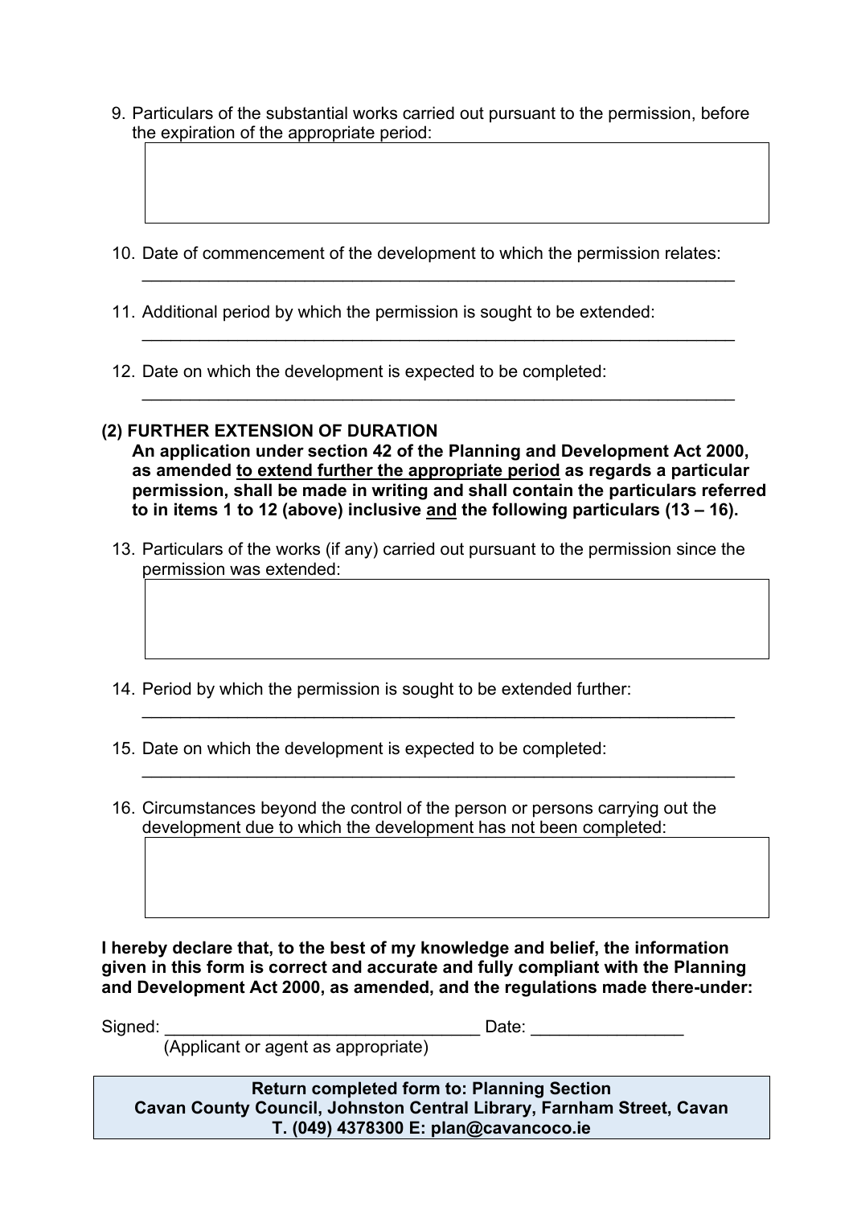9. Particulars of the substantial works carried out pursuant to the permission, before the expiration of the appropriate period:

| |
|---|
| |

10. Date of commencement of the development to which the permission relates:
_______________________________________________________________

11. Additional period by which the permission is sought to be extended:
_______________________________________________________________

12. Date on which the development is expected to be completed:
_______________________________________________________________

**(2) FURTHER EXTENSION OF DURATION**

**An application under section 42 of the Planning and Development Act 2000, as amended <u>to extend further the appropriate period</u> as regards a particular permission, shall be made in writing and shall contain the particulars referred to in items 1 to 12 (above) inclusive <u>and</u> the following particulars (13 – 16).**

13. Particulars of the works (if any) carried out pursuant to the permission since the permission was extended:

| |
|---|
| |

14. Period by which the permission is sought to be extended further:
_______________________________________________________________

15. Date on which the development is expected to be completed:
_______________________________________________________________

16. Circumstances beyond the control of the person or persons carrying out the development due to which the development has not been completed:

| |
|---|
| |

**I hereby declare that, to the best of my knowledge and belief, the information given in this form is correct and accurate and fully compliant with the Planning and Development Act 2000, as amended, and the regulations made there-under:**

Signed: _________________________________ Date: ________________
(Applicant or agent as appropriate)

**Return completed form to: Planning Section**
**Cavan County Council, Johnston Central Library, Farnham Street, Cavan**
**T. (049) 4378300 E: plan@cavancoco.ie**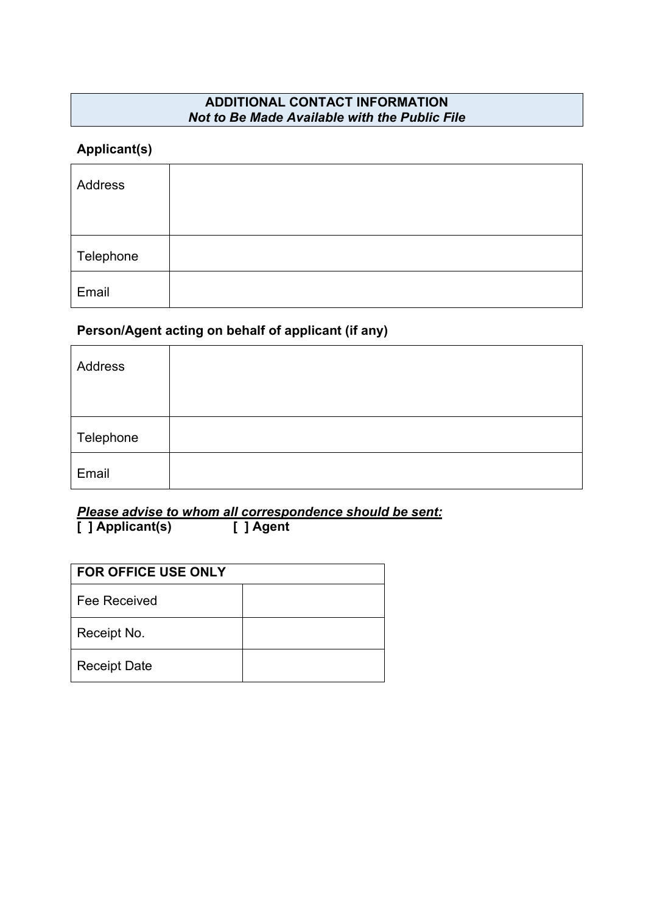## ADDITIONAL CONTACT INFORMATION
***Not to Be Made Available with the Public File***

### Applicant(s)

| | |
|---|---|
| Address | |
| Telephone | |
| Email | |

### Person/Agent acting on behalf of applicant (if any)

| | |
|---|---|
| Address | |
| Telephone | |
| Email | |

***Please advise to whom all correspondence should be sent:***
**[ ] Applicant(s)** **[ ] Agent**

| FOR OFFICE USE ONLY | |
|---|---|
| Fee Received | |
| Receipt No. | |
| Receipt Date | |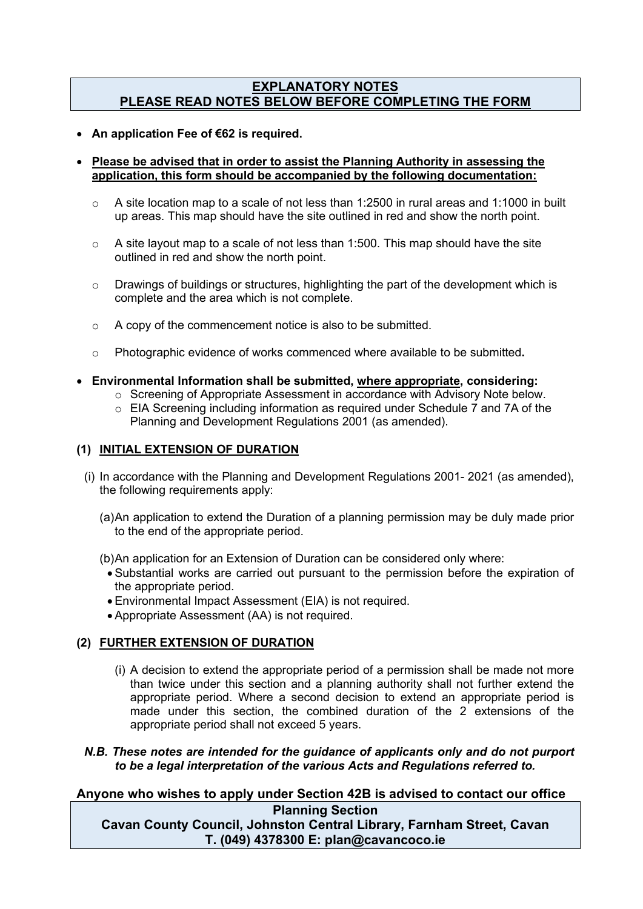## EXPLANATORY NOTES
## PLEASE READ NOTES BELOW BEFORE COMPLETING THE FORM

- **An application Fee of €62 is required.**
- **Please be advised that in order to assist the Planning Authority in assessing the application, this form should be accompanied by the following documentation:**
  - A site location map to a scale of not less than 1:2500 in rural areas and 1:1000 in built up areas. This map should have the site outlined in red and show the north point.
  - A site layout map to a scale of not less than 1:500. This map should have the site outlined in red and show the north point.
  - Drawings of buildings or structures, highlighting the part of the development which is complete and the area which is not complete.
  - A copy of the commencement notice is also to be submitted.
  - Photographic evidence of works commenced where available to be submitted**.**
- **Environmental Information shall be submitted, where appropriate, considering:**
  - Screening of Appropriate Assessment in accordance with Advisory Note below.
  - EIA Screening including information as required under Schedule 7 and 7A of the Planning and Development Regulations 2001 (as amended).

### (1) INITIAL EXTENSION OF DURATION

(i) In accordance with the Planning and Development Regulations 2001- 2021 (as amended), the following requirements apply:

(a) An application to extend the Duration of a planning permission may be duly made prior to the end of the appropriate period.

(b) An application for an Extension of Duration can be considered only where:

- Substantial works are carried out pursuant to the permission before the expiration of the appropriate period.
- Environmental Impact Assessment (EIA) is not required.
- Appropriate Assessment (AA) is not required.

### (2) FURTHER EXTENSION OF DURATION

(i) A decision to extend the appropriate period of a permission shall be made not more than twice under this section and a planning authority shall not further extend the appropriate period. Where a second decision to extend an appropriate period is made under this section, the combined duration of the 2 extensions of the appropriate period shall not exceed 5 years.

***N.B. These notes are intended for the guidance of applicants only and do not purport to be a legal interpretation of the various Acts and Regulations referred to.***

**Anyone who wishes to apply under Section 42B is advised to contact our office**

**Planning Section**
**Cavan County Council, Johnston Central Library, Farnham Street, Cavan**
**T. (049) 4378300 E: plan@cavancoco.ie**